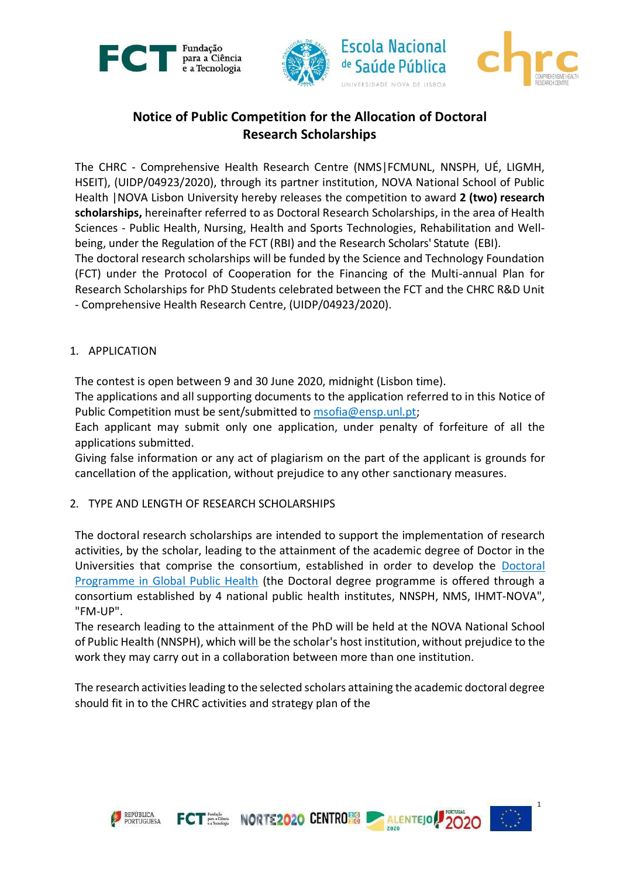# Notice of Public Competition for the Allocation of Doctoral Research Scholarships

The CHRC - Comprehensive Health Research Centre (NMS|FCMUNL, NNSPH, UÉ, LIGMH, HSEIT), (UIDP/04923/2020), through its partner institution, NOVA National School of Public Health |NOVA Lisbon University hereby releases the competition to award **2 (two) research scholarships,** hereinafter referred to as Doctoral Research Scholarships, in the area of Health Sciences - Public Health, Nursing, Health and Sports Technologies, Rehabilitation and Well-being, under the Regulation of the FCT (RBI) and the Research Scholars' Statute (EBI).

The doctoral research scholarships will be funded by the Science and Technology Foundation (FCT) under the Protocol of Cooperation for the Financing of the Multi-annual Plan for Research Scholarships for PhD Students celebrated between the FCT and the CHRC R&D Unit - Comprehensive Health Research Centre, (UIDP/04923/2020).

## 1. APPLICATION

The contest is open between 9 and 30 June 2020, midnight (Lisbon time).

The applications and all supporting documents to the application referred to in this Notice of Public Competition must be sent/submitted to msofia@ensp.unl.pt;

Each applicant may submit only one application, under penalty of forfeiture of all the applications submitted.

Giving false information or any act of plagiarism on the part of the applicant is grounds for cancellation of the application, without prejudice to any other sanctionary measures.

## 2. TYPE AND LENGTH OF RESEARCH SCHOLARSHIPS

The doctoral research scholarships are intended to support the implementation of research activities, by the scholar, leading to the attainment of the academic degree of Doctor in the Universities that comprise the consortium, established in order to develop the Doctoral Programme in Global Public Health (the Doctoral degree programme is offered through a consortium established by 4 national public health institutes, NNSPH, NMS, IHMT-NOVA", "FM-UP".

The research leading to the attainment of the PhD will be held at the NOVA National School of Public Health (NNSPH), which will be the scholar's host institution, without prejudice to the work they may carry out in a collaboration between more than one institution.

The research activities leading to the selected scholars attaining the academic doctoral degree should fit in to the CHRC activities and strategy plan of the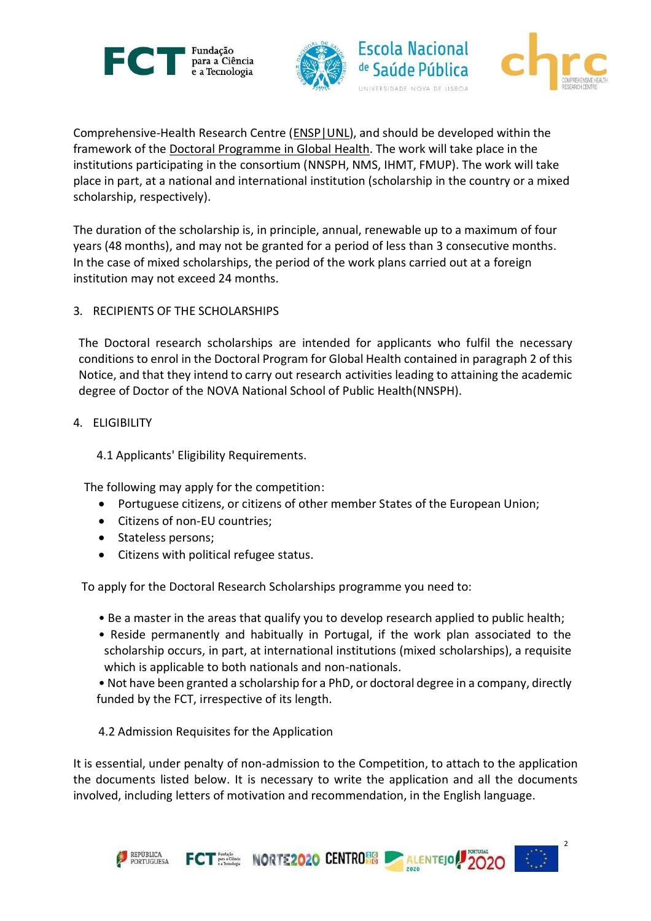Comprehensive-Health Research Centre (ENSP|UNL), and should be developed within the framework of the Doctoral Programme in Global Health. The work will take place in the institutions participating in the consortium (NNSPH, NMS, IHMT, FMUP). The work will take place in part, at a national and international institution (scholarship in the country or a mixed scholarship, respectively).

The duration of the scholarship is, in principle, annual, renewable up to a maximum of four years (48 months), and may not be granted for a period of less than 3 consecutive months. In the case of mixed scholarships, the period of the work plans carried out at a foreign institution may not exceed 24 months.

## 3. RECIPIENTS OF THE SCHOLARSHIPS

The Doctoral research scholarships are intended for applicants who fulfil the necessary conditions to enrol in the Doctoral Program for Global Health contained in paragraph 2 of this Notice, and that they intend to carry out research activities leading to attaining the academic degree of Doctor of the NOVA National School of Public Health(NNSPH).

## 4. ELIGIBILITY

### 4.1 Applicants' Eligibility Requirements.

The following may apply for the competition:

- Portuguese citizens, or citizens of other member States of the European Union;
- Citizens of non-EU countries;
- Stateless persons;
- Citizens with political refugee status.

To apply for the Doctoral Research Scholarships programme you need to:

- Be a master in the areas that qualify you to develop research applied to public health;
- Reside permanently and habitually in Portugal, if the work plan associated to the scholarship occurs, in part, at international institutions (mixed scholarships), a requisite which is applicable to both nationals and non-nationals.
- Not have been granted a scholarship for a PhD, or doctoral degree in a company, directly funded by the FCT, irrespective of its length.

### 4.2 Admission Requisites for the Application

It is essential, under penalty of non-admission to the Competition, to attach to the application the documents listed below. It is necessary to write the application and all the documents involved, including letters of motivation and recommendation, in the English language.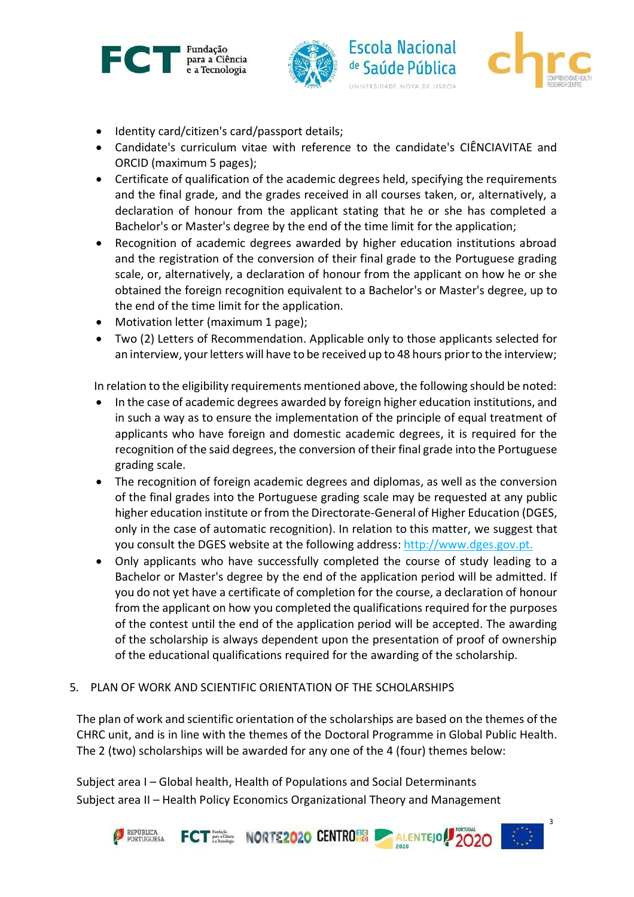- Identity card/citizen's card/passport details;
- Candidate's curriculum vitae with reference to the candidate's CIÊNCIAVITAE and ORCID (maximum 5 pages);
- Certificate of qualification of the academic degrees held, specifying the requirements and the final grade, and the grades received in all courses taken, or, alternatively, a declaration of honour from the applicant stating that he or she has completed a Bachelor's or Master's degree by the end of the time limit for the application;
- Recognition of academic degrees awarded by higher education institutions abroad and the registration of the conversion of their final grade to the Portuguese grading scale, or, alternatively, a declaration of honour from the applicant on how he or she obtained the foreign recognition equivalent to a Bachelor's or Master's degree, up to the end of the time limit for the application.
- Motivation letter (maximum 1 page);
- Two (2) Letters of Recommendation. Applicable only to those applicants selected for an interview, your letters will have to be received up to 48 hours prior to the interview;

In relation to the eligibility requirements mentioned above, the following should be noted:

- In the case of academic degrees awarded by foreign higher education institutions, and in such a way as to ensure the implementation of the principle of equal treatment of applicants who have foreign and domestic academic degrees, it is required for the recognition of the said degrees, the conversion of their final grade into the Portuguese grading scale.
- The recognition of foreign academic degrees and diplomas, as well as the conversion of the final grades into the Portuguese grading scale may be requested at any public higher education institute or from the Directorate-General of Higher Education (DGES, only in the case of automatic recognition). In relation to this matter, we suggest that you consult the DGES website at the following address: http://www.dges.gov.pt.
- Only applicants who have successfully completed the course of study leading to a Bachelor or Master's degree by the end of the application period will be admitted. If you do not yet have a certificate of completion for the course, a declaration of honour from the applicant on how you completed the qualifications required for the purposes of the contest until the end of the application period will be accepted. The awarding of the scholarship is always dependent upon the presentation of proof of ownership of the educational qualifications required for the awarding of the scholarship.

## 5. PLAN OF WORK AND SCIENTIFIC ORIENTATION OF THE SCHOLARSHIPS

The plan of work and scientific orientation of the scholarships are based on the themes of the CHRC unit, and is in line with the themes of the Doctoral Programme in Global Public Health. The 2 (two) scholarships will be awarded for any one of the 4 (four) themes below:

Subject area I – Global health, Health of Populations and Social Determinants
Subject area II – Health Policy Economics Organizational Theory and Management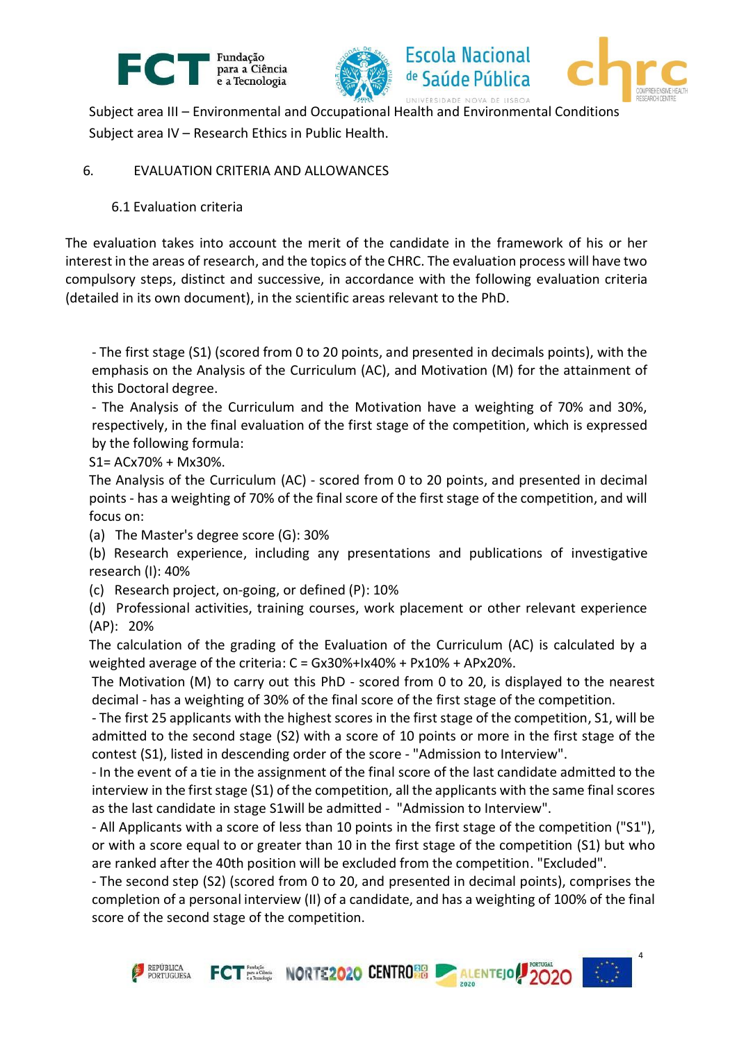Subject area III – Environmental and Occupational Health and Environmental Conditions

Subject area IV – Research Ethics in Public Health.

## 6. EVALUATION CRITERIA AND ALLOWANCES

### 6.1 Evaluation criteria

The evaluation takes into account the merit of the candidate in the framework of his or her interest in the areas of research, and the topics of the CHRC. The evaluation process will have two compulsory steps, distinct and successive, in accordance with the following evaluation criteria (detailed in its own document), in the scientific areas relevant to the PhD.

- The first stage (S1) (scored from 0 to 20 points, and presented in decimals points), with the emphasis on the Analysis of the Curriculum (AC), and Motivation (M) for the attainment of this Doctoral degree.
- The Analysis of the Curriculum and the Motivation have a weighting of 70% and 30%, respectively, in the final evaluation of the first stage of the competition, which is expressed by the following formula:

S1= ACx70% + Mx30%.

The Analysis of the Curriculum (AC) - scored from 0 to 20 points, and presented in decimal points - has a weighting of 70% of the final score of the first stage of the competition, and will focus on:

(a) The Master's degree score (G): 30%

(b) Research experience, including any presentations and publications of investigative research (I): 40%

(c) Research project, on-going, or defined (P): 10%

(d) Professional activities, training courses, work placement or other relevant experience (AP): 20%

The calculation of the grading of the Evaluation of the Curriculum (AC) is calculated by a weighted average of the criteria: C = Gx30%+Ix40% + Px10% + APx20%.

The Motivation (M) to carry out this PhD - scored from 0 to 20, is displayed to the nearest decimal - has a weighting of 30% of the final score of the first stage of the competition.

- The first 25 applicants with the highest scores in the first stage of the competition, S1, will be admitted to the second stage (S2) with a score of 10 points or more in the first stage of the contest (S1), listed in descending order of the score - "Admission to Interview".
- In the event of a tie in the assignment of the final score of the last candidate admitted to the interview in the first stage (S1) of the competition, all the applicants with the same final scores as the last candidate in stage S1will be admitted - "Admission to Interview".
- All Applicants with a score of less than 10 points in the first stage of the competition ("S1"), or with a score equal to or greater than 10 in the first stage of the competition (S1) but who are ranked after the 40th position will be excluded from the competition. "Excluded".
- The second step (S2) (scored from 0 to 20, and presented in decimal points), comprises the completion of a personal interview (II) of a candidate, and has a weighting of 100% of the final score of the second stage of the competition.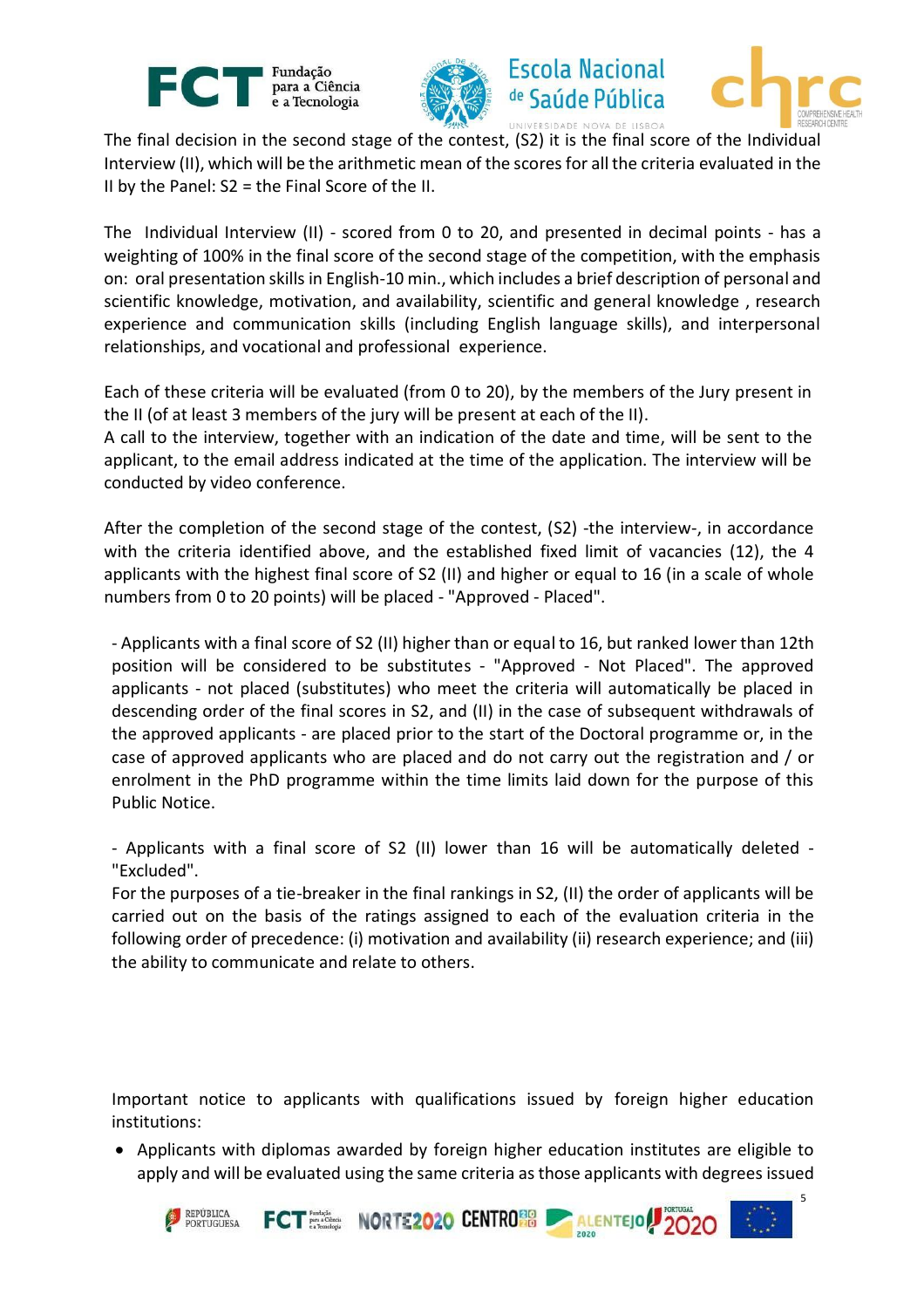The final decision in the second stage of the contest, (S2) it is the final score of the Individual Interview (II), which will be the arithmetic mean of the scores for all the criteria evaluated in the II by the Panel: S2 = the Final Score of the II.

The Individual Interview (II) - scored from 0 to 20, and presented in decimal points - has a weighting of 100% in the final score of the second stage of the competition, with the emphasis on: oral presentation skills in English-10 min., which includes a brief description of personal and scientific knowledge, motivation, and availability, scientific and general knowledge , research experience and communication skills (including English language skills), and interpersonal relationships, and vocational and professional experience.

Each of these criteria will be evaluated (from 0 to 20), by the members of the Jury present in the II (of at least 3 members of the jury will be present at each of the II).
A call to the interview, together with an indication of the date and time, will be sent to the applicant, to the email address indicated at the time of the application. The interview will be conducted by video conference.

After the completion of the second stage of the contest, (S2) -the interview-, in accordance with the criteria identified above, and the established fixed limit of vacancies (12), the 4 applicants with the highest final score of S2 (II) and higher or equal to 16 (in a scale of whole numbers from 0 to 20 points) will be placed - "Approved - Placed".

- Applicants with a final score of S2 (II) higher than or equal to 16, but ranked lower than 12th position will be considered to be substitutes - "Approved - Not Placed". The approved applicants - not placed (substitutes) who meet the criteria will automatically be placed in descending order of the final scores in S2, and (II) in the case of subsequent withdrawals of the approved applicants - are placed prior to the start of the Doctoral programme or, in the case of approved applicants who are placed and do not carry out the registration and / or enrolment in the PhD programme within the time limits laid down for the purpose of this Public Notice.

- Applicants with a final score of S2 (II) lower than 16 will be automatically deleted - "Excluded".
For the purposes of a tie-breaker in the final rankings in S2, (II) the order of applicants will be carried out on the basis of the ratings assigned to each of the evaluation criteria in the following order of precedence: (i) motivation and availability (ii) research experience; and (iii) the ability to communicate and relate to others.

Important notice to applicants with qualifications issued by foreign higher education institutions:

- Applicants with diplomas awarded by foreign higher education institutes are eligible to apply and will be evaluated using the same criteria as those applicants with degrees issued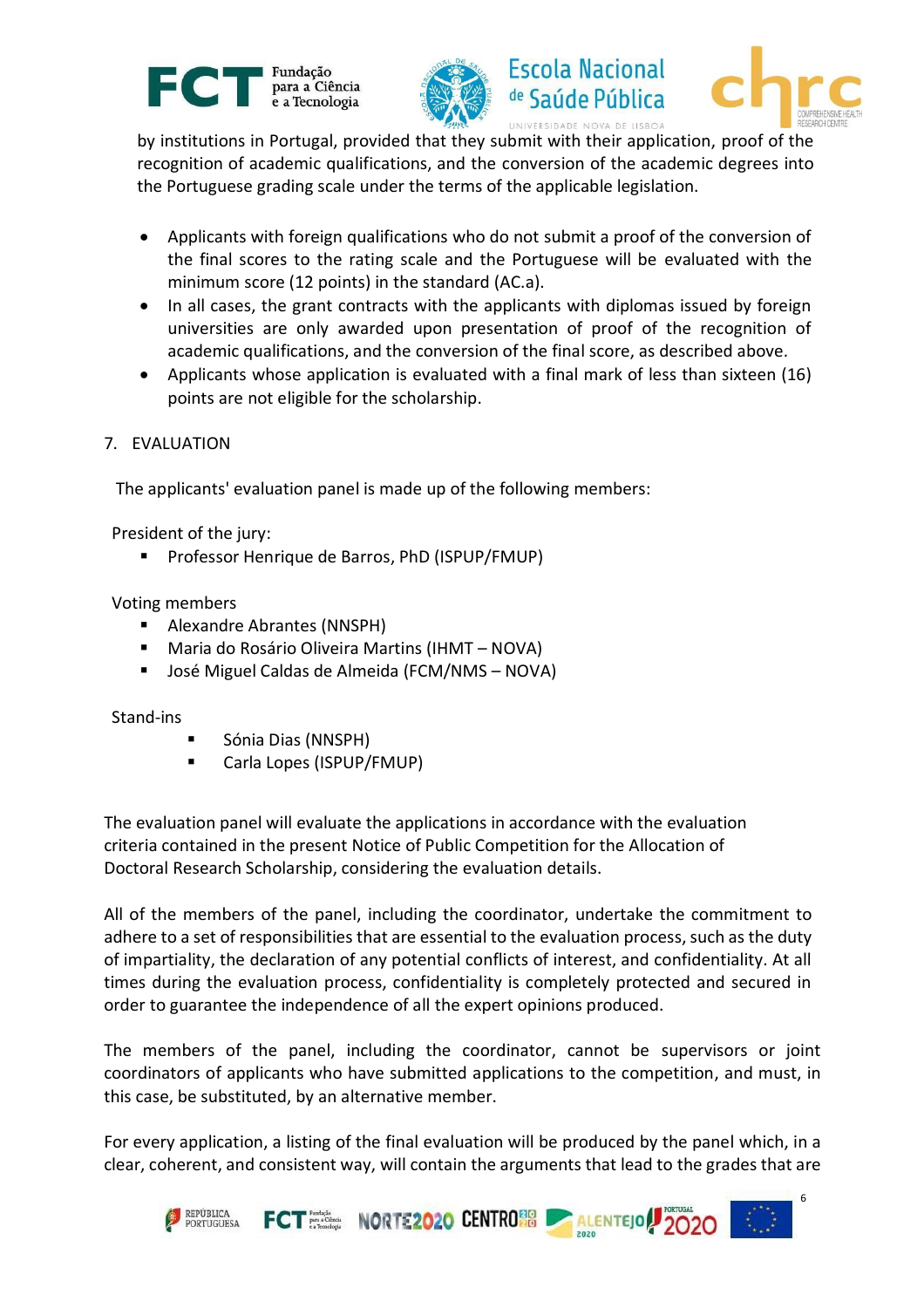by institutions in Portugal, provided that they submit with their application, proof of the recognition of academic qualifications, and the conversion of the academic degrees into the Portuguese grading scale under the terms of the applicable legislation.

- Applicants with foreign qualifications who do not submit a proof of the conversion of the final scores to the rating scale and the Portuguese will be evaluated with the minimum score (12 points) in the standard (AC.a).
- In all cases, the grant contracts with the applicants with diplomas issued by foreign universities are only awarded upon presentation of proof of the recognition of academic qualifications, and the conversion of the final score, as described above.
- Applicants whose application is evaluated with a final mark of less than sixteen (16) points are not eligible for the scholarship.

## 7. EVALUATION

The applicants' evaluation panel is made up of the following members:

President of the jury:

- Professor Henrique de Barros, PhD (ISPUP/FMUP)

Voting members

- Alexandre Abrantes (NNSPH)
- Maria do Rosário Oliveira Martins (IHMT – NOVA)
- José Miguel Caldas de Almeida (FCM/NMS – NOVA)

Stand-ins

- Sónia Dias (NNSPH)
- Carla Lopes (ISPUP/FMUP)

The evaluation panel will evaluate the applications in accordance with the evaluation criteria contained in the present Notice of Public Competition for the Allocation of Doctoral Research Scholarship, considering the evaluation details.

All of the members of the panel, including the coordinator, undertake the commitment to adhere to a set of responsibilities that are essential to the evaluation process, such as the duty of impartiality, the declaration of any potential conflicts of interest, and confidentiality. At all times during the evaluation process, confidentiality is completely protected and secured in order to guarantee the independence of all the expert opinions produced.

The members of the panel, including the coordinator, cannot be supervisors or joint coordinators of applicants who have submitted applications to the competition, and must, in this case, be substituted, by an alternative member.

For every application, a listing of the final evaluation will be produced by the panel which, in a clear, coherent, and consistent way, will contain the arguments that lead to the grades that are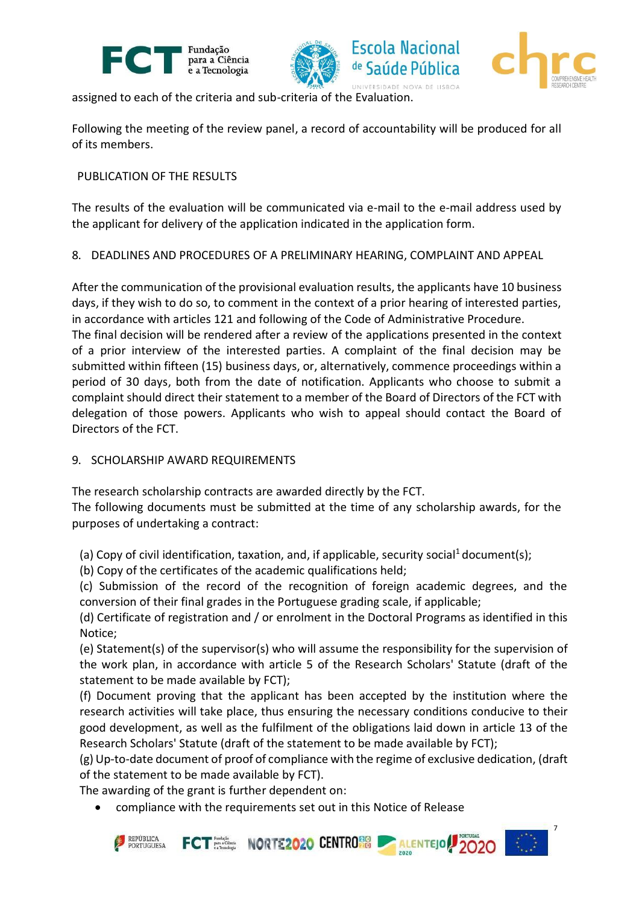assigned to each of the criteria and sub-criteria of the Evaluation.

Following the meeting of the review panel, a record of accountability will be produced for all of its members.

## PUBLICATION OF THE RESULTS

The results of the evaluation will be communicated via e-mail to the e-mail address used by the applicant for delivery of the application indicated in the application form.

## 8. DEADLINES AND PROCEDURES OF A PRELIMINARY HEARING, COMPLAINT AND APPEAL

After the communication of the provisional evaluation results, the applicants have 10 business days, if they wish to do so, to comment in the context of a prior hearing of interested parties, in accordance with articles 121 and following of the Code of Administrative Procedure.
The final decision will be rendered after a review of the applications presented in the context of a prior interview of the interested parties. A complaint of the final decision may be submitted within fifteen (15) business days, or, alternatively, commence proceedings within a period of 30 days, both from the date of notification. Applicants who choose to submit a complaint should direct their statement to a member of the Board of Directors of the FCT with delegation of those powers. Applicants who wish to appeal should contact the Board of Directors of the FCT.

## 9. SCHOLARSHIP AWARD REQUIREMENTS

The research scholarship contracts are awarded directly by the FCT.
The following documents must be submitted at the time of any scholarship awards, for the purposes of undertaking a contract:

(a) Copy of civil identification, taxation, and, if applicable, security social[1] document(s);
(b) Copy of the certificates of the academic qualifications held;
(c) Submission of the record of the recognition of foreign academic degrees, and the conversion of their final grades in the Portuguese grading scale, if applicable;
(d) Certificate of registration and / or enrolment in the Doctoral Programs as identified in this Notice;
(e) Statement(s) of the supervisor(s) who will assume the responsibility for the supervision of the work plan, in accordance with article 5 of the Research Scholars' Statute (draft of the statement to be made available by FCT);
(f) Document proving that the applicant has been accepted by the institution where the research activities will take place, thus ensuring the necessary conditions conducive to their good development, as well as the fulfilment of the obligations laid down in article 13 of the Research Scholars' Statute (draft of the statement to be made available by FCT);
(g) Up-to-date document of proof of compliance with the regime of exclusive dedication, (draft of the statement to be made available by FCT).
The awarding of the grant is further dependent on:

- compliance with the requirements set out in this Notice of Release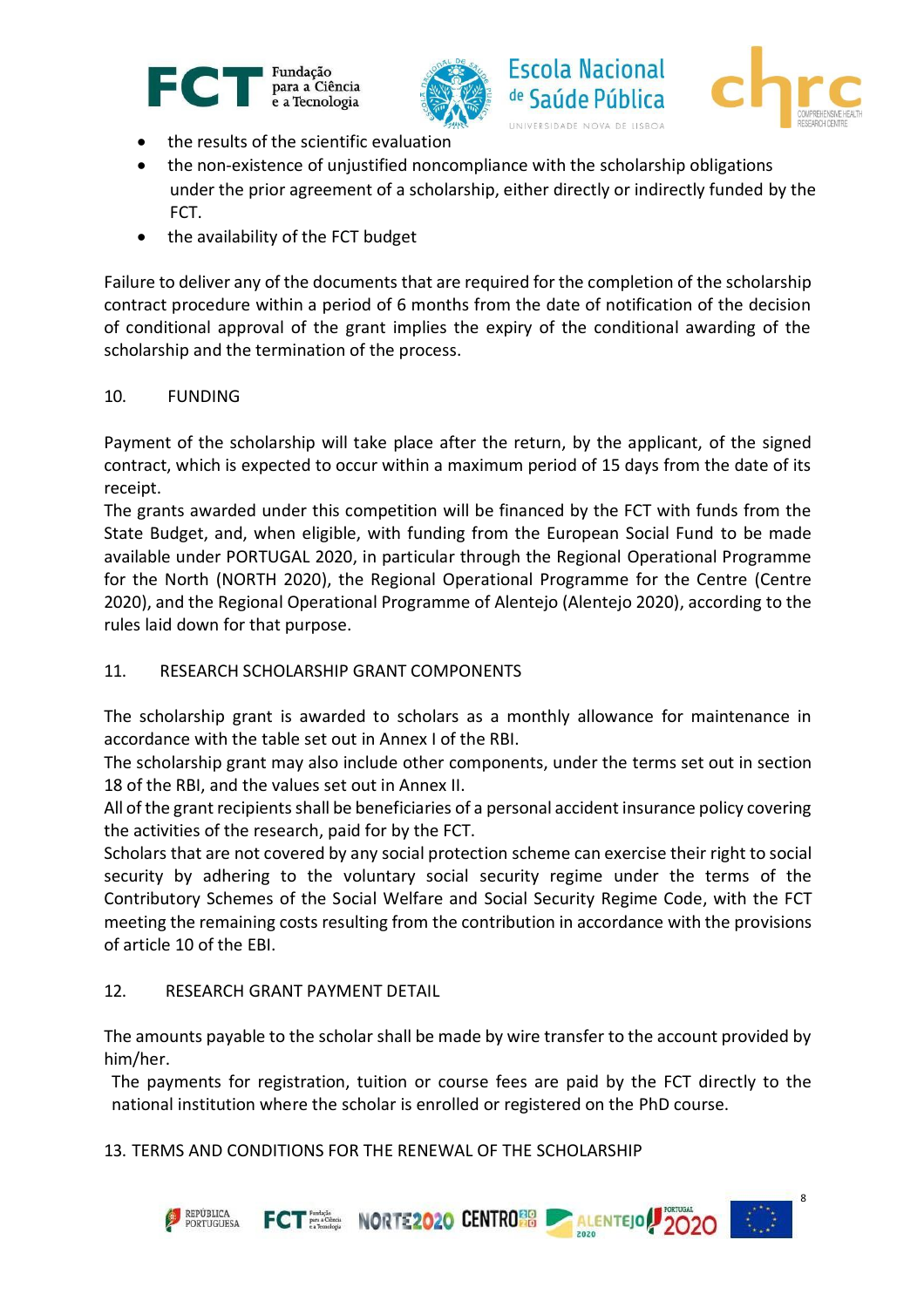- the results of the scientific evaluation
- the non-existence of unjustified noncompliance with the scholarship obligations under the prior agreement of a scholarship, either directly or indirectly funded by the FCT.
- the availability of the FCT budget

Failure to deliver any of the documents that are required for the completion of the scholarship contract procedure within a period of 6 months from the date of notification of the decision of conditional approval of the grant implies the expiry of the conditional awarding of the scholarship and the termination of the process.

## 10. FUNDING

Payment of the scholarship will take place after the return, by the applicant, of the signed contract, which is expected to occur within a maximum period of 15 days from the date of its receipt.
The grants awarded under this competition will be financed by the FCT with funds from the State Budget, and, when eligible, with funding from the European Social Fund to be made available under PORTUGAL 2020, in particular through the Regional Operational Programme for the North (NORTH 2020), the Regional Operational Programme for the Centre (Centre 2020), and the Regional Operational Programme of Alentejo (Alentejo 2020), according to the rules laid down for that purpose.

## 11. RESEARCH SCHOLARSHIP GRANT COMPONENTS

The scholarship grant is awarded to scholars as a monthly allowance for maintenance in accordance with the table set out in Annex I of the RBI.
The scholarship grant may also include other components, under the terms set out in section 18 of the RBI, and the values set out in Annex II.
All of the grant recipients shall be beneficiaries of a personal accident insurance policy covering the activities of the research, paid for by the FCT.
Scholars that are not covered by any social protection scheme can exercise their right to social security by adhering to the voluntary social security regime under the terms of the Contributory Schemes of the Social Welfare and Social Security Regime Code, with the FCT meeting the remaining costs resulting from the contribution in accordance with the provisions of article 10 of the EBI.

## 12. RESEARCH GRANT PAYMENT DETAIL

The amounts payable to the scholar shall be made by wire transfer to the account provided by him/her.
The payments for registration, tuition or course fees are paid by the FCT directly to the national institution where the scholar is enrolled or registered on the PhD course.

## 13. TERMS AND CONDITIONS FOR THE RENEWAL OF THE SCHOLARSHIP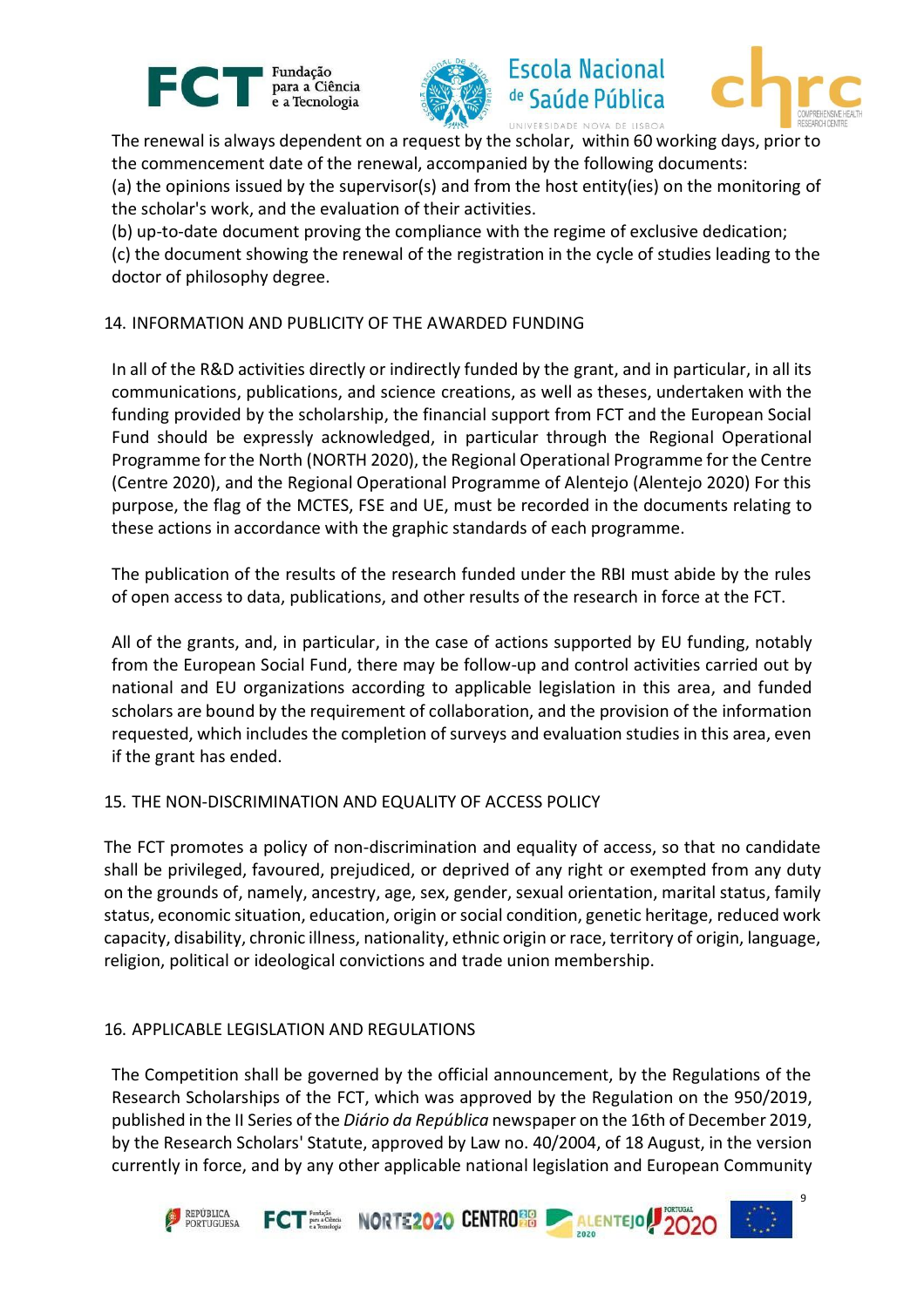The renewal is always dependent on a request by the scholar, within 60 working days, prior to the commencement date of the renewal, accompanied by the following documents:

(a) the opinions issued by the supervisor(s) and from the host entity(ies) on the monitoring of the scholar's work, and the evaluation of their activities.

(b) up-to-date document proving the compliance with the regime of exclusive dedication;

(c) the document showing the renewal of the registration in the cycle of studies leading to the doctor of philosophy degree.

## 14. INFORMATION AND PUBLICITY OF THE AWARDED FUNDING

In all of the R&D activities directly or indirectly funded by the grant, and in particular, in all its communications, publications, and science creations, as well as theses, undertaken with the funding provided by the scholarship, the financial support from FCT and the European Social Fund should be expressly acknowledged, in particular through the Regional Operational Programme for the North (NORTH 2020), the Regional Operational Programme for the Centre (Centre 2020), and the Regional Operational Programme of Alentejo (Alentejo 2020) For this purpose, the flag of the MCTES, FSE and UE, must be recorded in the documents relating to these actions in accordance with the graphic standards of each programme.

The publication of the results of the research funded under the RBI must abide by the rules of open access to data, publications, and other results of the research in force at the FCT.

All of the grants, and, in particular, in the case of actions supported by EU funding, notably from the European Social Fund, there may be follow-up and control activities carried out by national and EU organizations according to applicable legislation in this area, and funded scholars are bound by the requirement of collaboration, and the provision of the information requested, which includes the completion of surveys and evaluation studies in this area, even if the grant has ended.

## 15. THE NON-DISCRIMINATION AND EQUALITY OF ACCESS POLICY

The FCT promotes a policy of non-discrimination and equality of access, so that no candidate shall be privileged, favoured, prejudiced, or deprived of any right or exempted from any duty on the grounds of, namely, ancestry, age, sex, gender, sexual orientation, marital status, family status, economic situation, education, origin or social condition, genetic heritage, reduced work capacity, disability, chronic illness, nationality, ethnic origin or race, territory of origin, language, religion, political or ideological convictions and trade union membership.

## 16. APPLICABLE LEGISLATION AND REGULATIONS

The Competition shall be governed by the official announcement, by the Regulations of the Research Scholarships of the FCT, which was approved by the Regulation on the 950/2019, published in the II Series of the *Diário da República* newspaper on the 16th of December 2019, by the Research Scholars' Statute, approved by Law no. 40/2004, of 18 August, in the version currently in force, and by any other applicable national legislation and European Community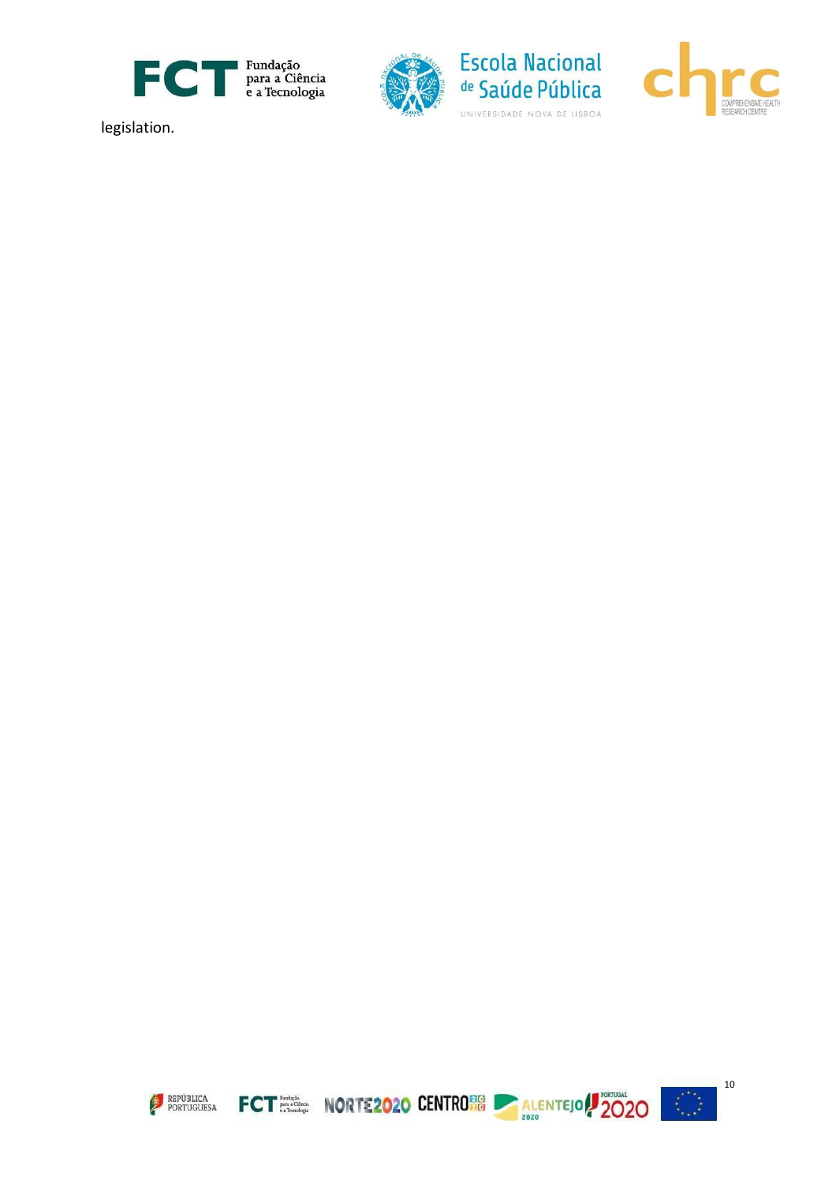legislation.